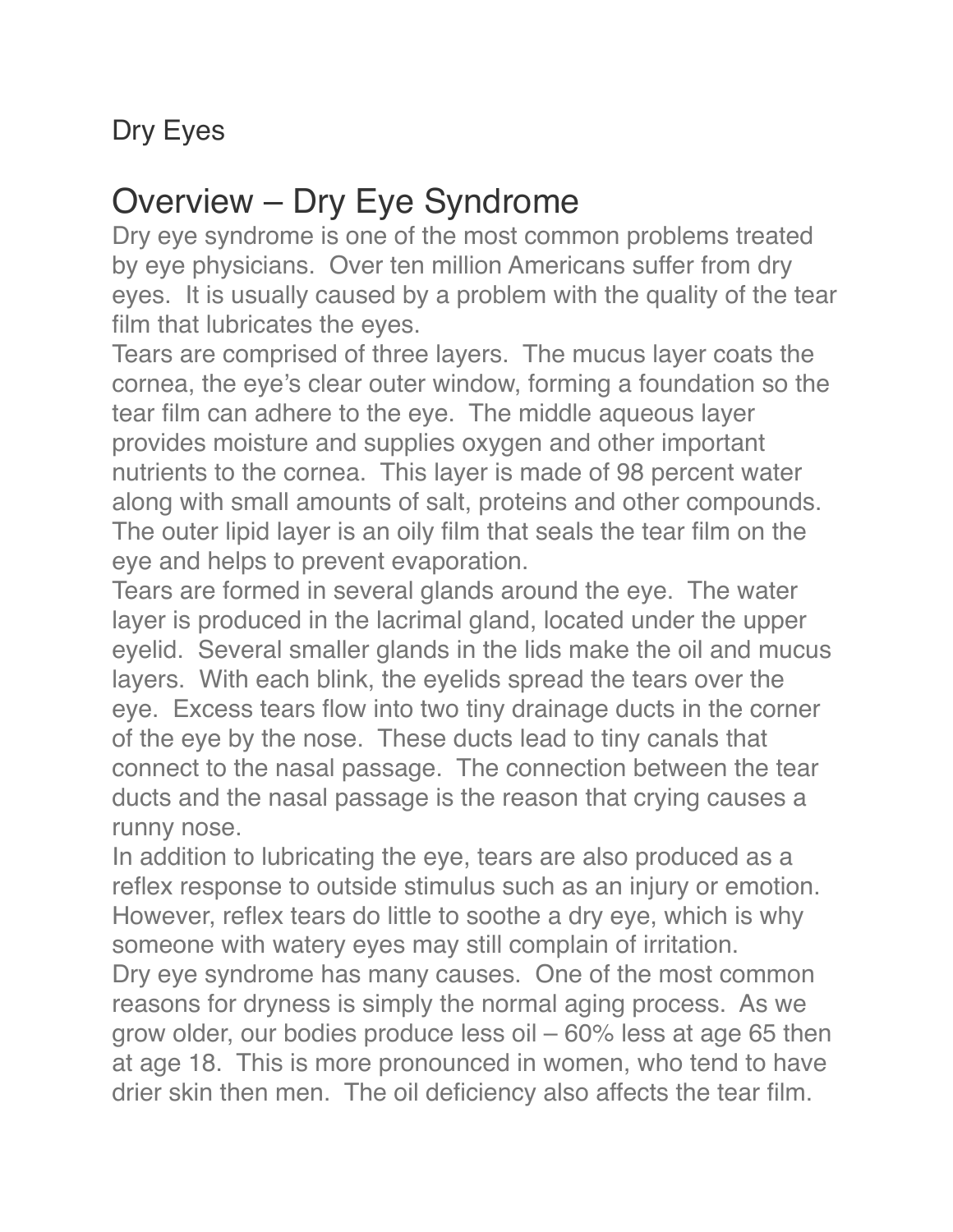Dry Eyes

# Overview – Dry Eye Syndrome

Dry eye syndrome is one of the most common problems treated by eye physicians. Over ten million Americans suffer from dry eyes. It is usually caused by a problem with the quality of the tear film that lubricates the eyes.

Tears are comprised of three layers. The mucus layer coats the cornea, the eye's clear outer window, forming a foundation so the tear film can adhere to the eye. The middle aqueous layer provides moisture and supplies oxygen and other important nutrients to the cornea. This layer is made of 98 percent water along with small amounts of salt, proteins and other compounds. The outer lipid layer is an oily film that seals the tear film on the eye and helps to prevent evaporation.

Tears are formed in several glands around the eye. The water layer is produced in the lacrimal gland, located under the upper eyelid. Several smaller glands in the lids make the oil and mucus layers. With each blink, the eyelids spread the tears over the eye. Excess tears flow into two tiny drainage ducts in the corner of the eye by the nose. These ducts lead to tiny canals that connect to the nasal passage. The connection between the tear ducts and the nasal passage is the reason that crying causes a runny nose.

In addition to lubricating the eye, tears are also produced as a reflex response to outside stimulus such as an injury or emotion. However, reflex tears do little to soothe a dry eye, which is why someone with watery eyes may still complain of irritation.

Dry eye syndrome has many causes. One of the most common reasons for dryness is simply the normal aging process. As we grow older, our bodies produce less oil – 60% less at age 65 then at age 18. This is more pronounced in women, who tend to have drier skin then men. The oil deficiency also affects the tear film.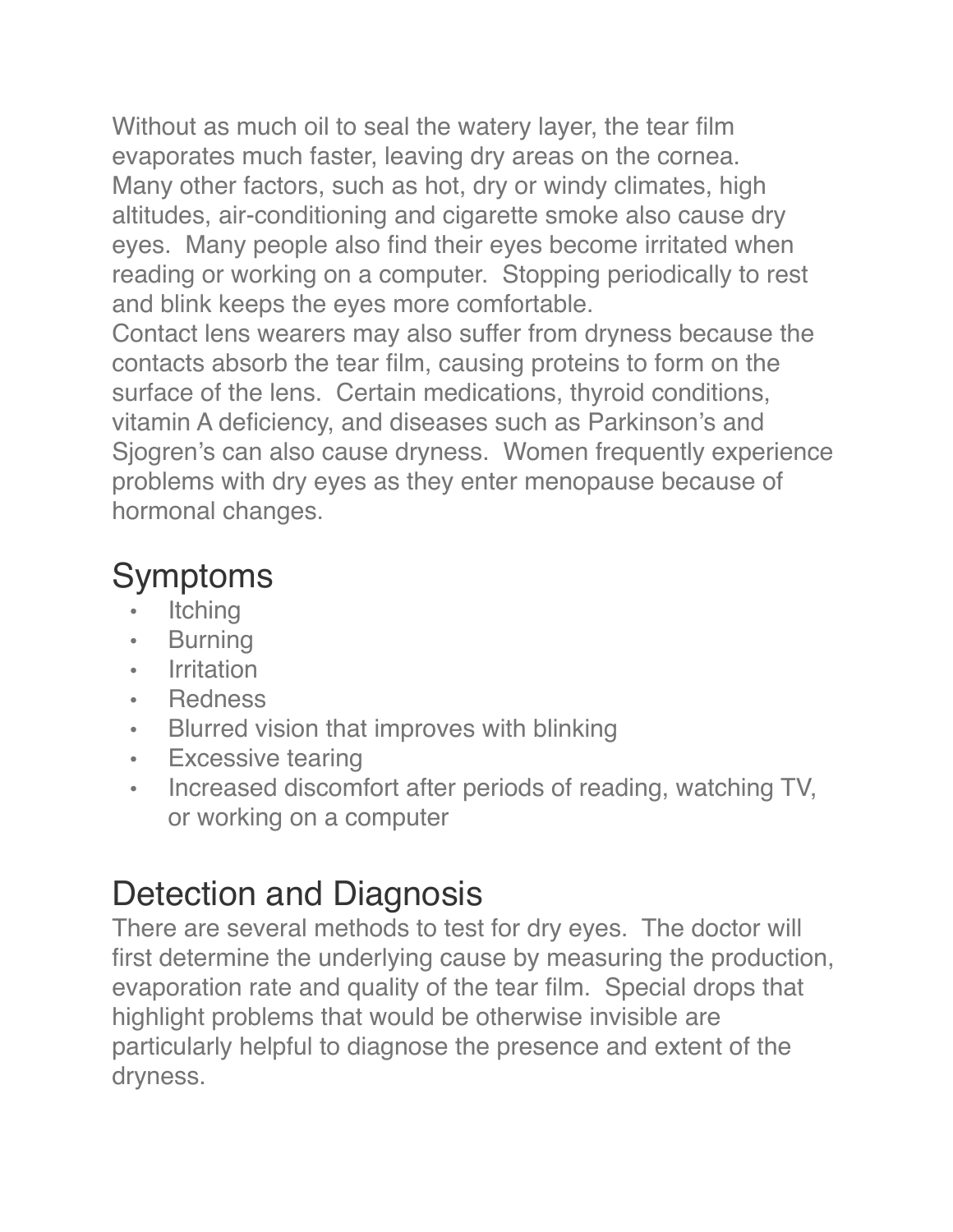Without as much oil to seal the watery layer, the tear film evaporates much faster, leaving dry areas on the cornea. Many other factors, such as hot, dry or windy climates, high altitudes, air-conditioning and cigarette smoke also cause dry eyes. Many people also find their eyes become irritated when reading or working on a computer. Stopping periodically to rest and blink keeps the eyes more comfortable.

Contact lens wearers may also suffer from dryness because the contacts absorb the tear film, causing proteins to form on the surface of the lens. Certain medications, thyroid conditions, vitamin A deficiency, and diseases such as Parkinson's and Sjogren's can also cause dryness. Women frequently experience problems with dry eyes as they enter menopause because of hormonal changes.

## Symptoms

- Itching
- Burning
- Irritation
- Redness
- Blurred vision that improves with blinking
- Excessive tearing
- Increased discomfort after periods of reading, watching TV, or working on a computer

## Detection and Diagnosis

There are several methods to test for dry eyes. The doctor will first determine the underlying cause by measuring the production, evaporation rate and quality of the tear film. Special drops that highlight problems that would be otherwise invisible are particularly helpful to diagnose the presence and extent of the dryness.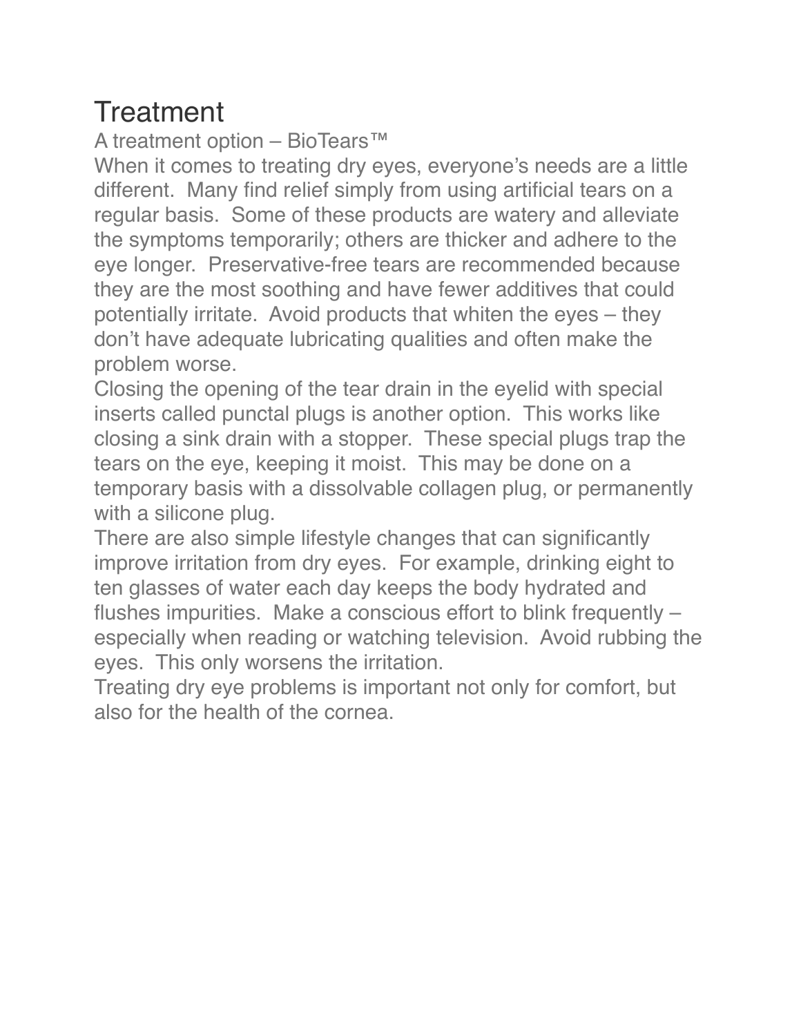# Treatment

A treatment option – BioTears™

When it comes to treating dry eyes, everyone's needs are a little different. Many find relief simply from using artificial tears on a regular basis. Some of these products are watery and alleviate the symptoms temporarily; others are thicker and adhere to the eye longer. Preservative-free tears are recommended because they are the most soothing and have fewer additives that could potentially irritate. Avoid products that whiten the eyes – they don't have adequate lubricating qualities and often make the problem worse.

Closing the opening of the tear drain in the eyelid with special inserts called punctal plugs is another option. This works like closing a sink drain with a stopper. These special plugs trap the tears on the eye, keeping it moist. This may be done on a temporary basis with a dissolvable collagen plug, or permanently with a silicone plug.

There are also simple lifestyle changes that can significantly improve irritation from dry eyes. For example, drinking eight to ten glasses of water each day keeps the body hydrated and flushes impurities. Make a conscious effort to blink frequently – especially when reading or watching television. Avoid rubbing the eyes. This only worsens the irritation.

Treating dry eye problems is important not only for comfort, but also for the health of the cornea.